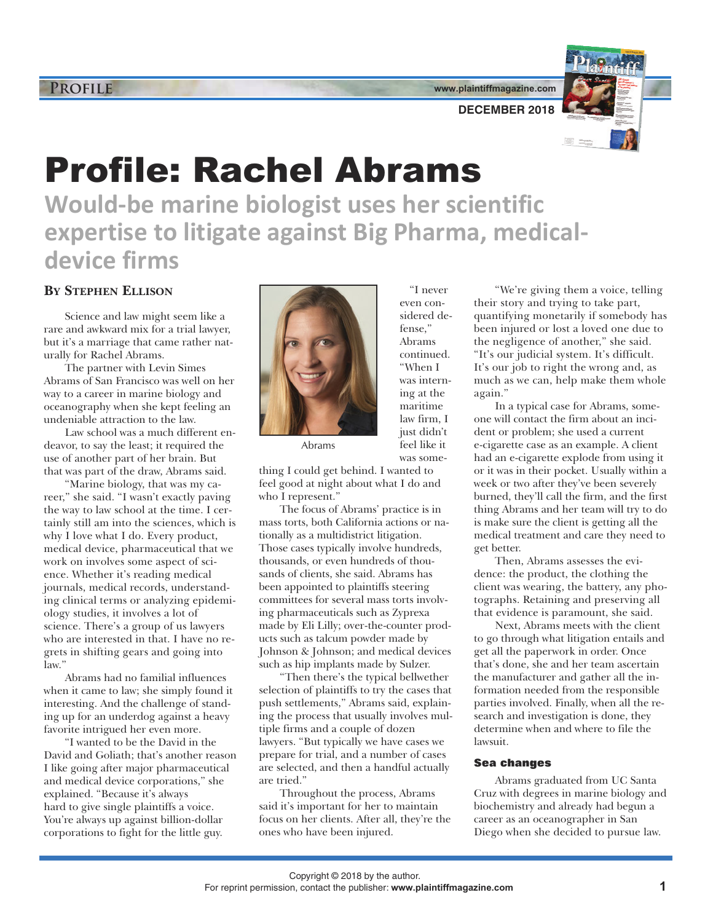# Profile: Rachel Abrams

## Would-be marine biologist uses her scientific expertise to litigate against Big Pharma, medical-device firms

**By Stephen Ellison**

Science and law might seem like a rare and awkward mix for a trial lawyer, but it's a marriage that came rather naturally for Rachel Abrams.

The partner with Levin Simes Abrams of San Francisco was well on her way to a career in marine biology and oceanography when she kept feeling an undeniable attraction to the law.

Law school was a much different endeavor, to say the least; it required the use of another part of her brain. But that was part of the draw, Abrams said.

"Marine biology, that was my career," she said. "I wasn't exactly paving the way to law school at the time. I certainly still am into the sciences, which is why I love what I do. Every product, medical device, pharmaceutical that we work on involves some aspect of science. Whether it's reading medical journals, medical records, understanding clinical terms or analyzing epidemiology studies, it involves a lot of science. There's a group of us lawyers who are interested in that. I have no regrets in shifting gears and going into law."

Abrams had no familial influences when it came to law; she simply found it interesting. And the challenge of standing up for an underdog against a heavy favorite intrigued her even more.

"I wanted to be the David in the David and Goliath; that's another reason I like going after major pharmaceutical and medical device corporations," she explained. "Because it's always hard to give single plaintiffs a voice. You're always up against billion-dollar corporations to fight for the little guy.

Abrams

"I never even considered defense," Abrams continued. "When I was interning at the maritime law firm, I just didn't feel like it was something I could get behind. I wanted to feel good at night about what I do and who I represent."

The focus of Abrams' practice is in mass torts, both California actions or nationally as a multidistrict litigation. Those cases typically involve hundreds, thousands, or even hundreds of thousands of clients, she said. Abrams has been appointed to plaintiffs steering committees for several mass torts involving pharmaceuticals such as Zyprexa made by Eli Lilly; over-the-counter products such as talcum powder made by Johnson & Johnson; and medical devices such as hip implants made by Sulzer.

"Then there's the typical bellwether selection of plaintiffs to try the cases that push settlements," Abrams said, explaining the process that usually involves multiple firms and a couple of dozen lawyers. "But typically we have cases we prepare for trial, and a number of cases are selected, and then a handful actually are tried."

Throughout the process, Abrams said it's important for her to maintain focus on her clients. After all, they're the ones who have been injured.

"We're giving them a voice, telling their story and trying to take part, quantifying monetarily if somebody has been injured or lost a loved one due to the negligence of another," she said. "It's our judicial system. It's difficult. It's our job to right the wrong and, as much as we can, help make them whole again."

In a typical case for Abrams, someone will contact the firm about an incident or problem; she used a current e-cigarette case as an example. A client had an e-cigarette explode from using it or it was in their pocket. Usually within a week or two after they've been severely burned, they'll call the firm, and the first thing Abrams and her team will try to do is make sure the client is getting all the medical treatment and care they need to get better.

Then, Abrams assesses the evidence: the product, the clothing the client was wearing, the battery, any photographs. Retaining and preserving all that evidence is paramount, she said.

Next, Abrams meets with the client to go through what litigation entails and get all the paperwork in order. Once that's done, she and her team ascertain the manufacturer and gather all the information needed from the responsible parties involved. Finally, when all the research and investigation is done, they determine when and where to file the lawsuit.

### Sea changes

Abrams graduated from UC Santa Cruz with degrees in marine biology and biochemistry and already had begun a career as an oceanographer in San Diego when she decided to pursue law.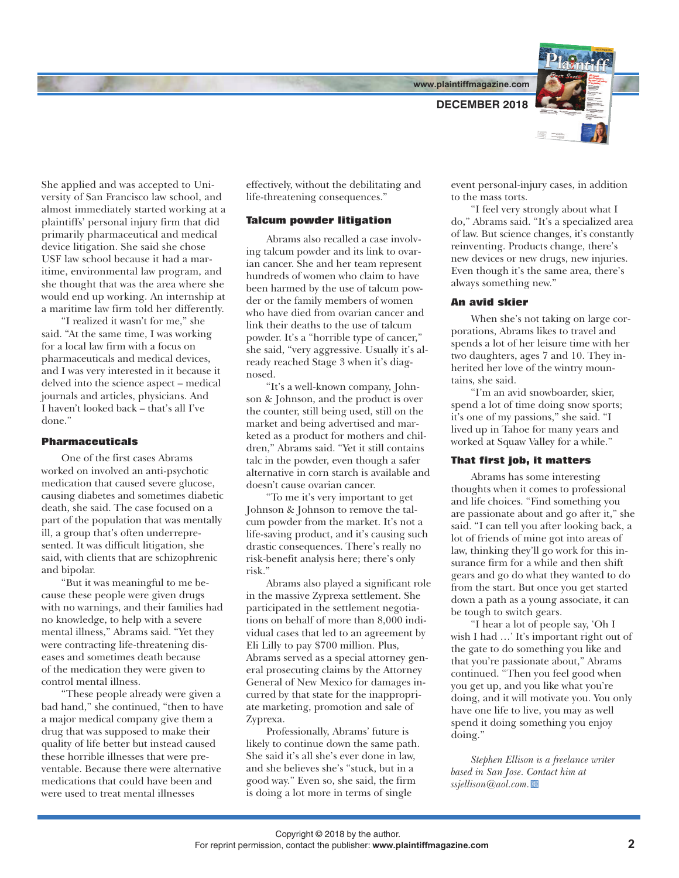She applied and was accepted to University of San Francisco law school, and almost immediately started working at a plaintiffs' personal injury firm that did primarily pharmaceutical and medical device litigation. She said she chose USF law school because it had a maritime, environmental law program, and she thought that was the area where she would end up working. An internship at a maritime law firm told her differently.

"I realized it wasn't for me," she said. "At the same time, I was working for a local law firm with a focus on pharmaceuticals and medical devices, and I was very interested in it because it delved into the science aspect – medical journals and articles, physicians. And I haven't looked back – that's all I've done."

## Pharmaceuticals

One of the first cases Abrams worked on involved an anti-psychotic medication that caused severe glucose, causing diabetes and sometimes diabetic death, she said. The case focused on a part of the population that was mentally ill, a group that's often underrepresented. It was difficult litigation, she said, with clients that are schizophrenic and bipolar.

"But it was meaningful to me because these people were given drugs with no warnings, and their families had no knowledge, to help with a severe mental illness," Abrams said. "Yet they were contracting life-threatening diseases and sometimes death because of the medication they were given to control mental illness.

"These people already were given a bad hand," she continued, "then to have a major medical company give them a drug that was supposed to make their quality of life better but instead caused these horrible illnesses that were preventable. Because there were alternative medications that could have been and were used to treat mental illnesses effectively, without the debilitating and life-threatening consequences."

## Talcum powder litigation

Abrams also recalled a case involving talcum powder and its link to ovarian cancer. She and her team represent hundreds of women who claim to have been harmed by the use of talcum powder or the family members of women who have died from ovarian cancer and link their deaths to the use of talcum powder. It's a "horrible type of cancer," she said, "very aggressive. Usually it's already reached Stage 3 when it's diagnosed.

"It's a well-known company, Johnson & Johnson, and the product is over the counter, still being used, still on the market and being advertised and marketed as a product for mothers and children," Abrams said. "Yet it still contains talc in the powder, even though a safer alternative in corn starch is available and doesn't cause ovarian cancer.

"To me it's very important to get Johnson & Johnson to remove the talcum powder from the market. It's not a life-saving product, and it's causing such drastic consequences. There's really no risk-benefit analysis here; there's only risk."

Abrams also played a significant role in the massive Zyprexa settlement. She participated in the settlement negotiations on behalf of more than 8,000 individual cases that led to an agreement by Eli Lilly to pay $700 million. Plus, Abrams served as a special attorney general prosecuting claims by the Attorney General of New Mexico for damages incurred by that state for the inappropriate marketing, promotion and sale of Zyprexa.

Professionally, Abrams' future is likely to continue down the same path. She said it's all she's ever done in law, and she believes she's "stuck, but in a good way." Even so, she said, the firm is doing a lot more in terms of single event personal-injury cases, in addition to the mass torts.

"I feel very strongly about what I do," Abrams said. "It's a specialized area of law. But science changes, it's constantly reinventing. Products change, there's new devices or new drugs, new injuries. Even though it's the same area, there's always something new."

## An avid skier

When she's not taking on large corporations, Abrams likes to travel and spends a lot of her leisure time with her two daughters, ages 7 and 10. They inherited her love of the wintry mountains, she said.

"I'm an avid snowboarder, skier, spend a lot of time doing snow sports; it's one of my passions," she said. "I lived up in Tahoe for many years and worked at Squaw Valley for a while."

## That first job, it matters

Abrams has some interesting thoughts when it comes to professional and life choices. "Find something you are passionate about and go after it," she said. "I can tell you after looking back, a lot of friends of mine got into areas of law, thinking they'll go work for this insurance firm for a while and then shift gears and go do what they wanted to do from the start. But once you get started down a path as a young associate, it can be tough to switch gears.

"I hear a lot of people say, 'Oh I wish I had …' It's important right out of the gate to do something you like and that you're passionate about," Abrams continued. "Then you feel good when you get up, and you like what you're doing, and it will motivate you. You only have one life to live, you may as well spend it doing something you enjoy doing."

*Stephen Ellison is a freelance writer based in San Jose. Contact him at ssjellison@aol.com.*